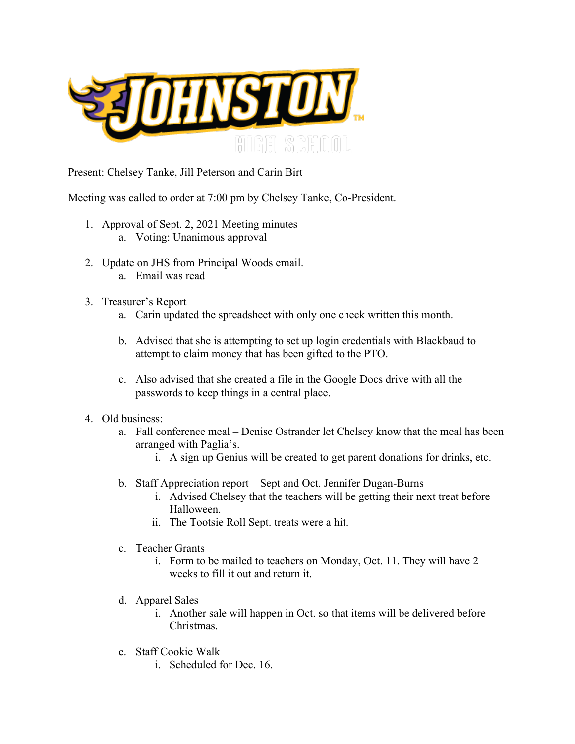# JOHNSTON HIGH SCHOOL

Present: Chelsey Tanke, Jill Peterson and Carin Birt

Meeting was called to order at 7:00 pm by Chelsey Tanke, Co-President.

1. Approval of Sept. 2, 2021 Meeting minutes
   a. Voting: Unanimous approval

2. Update on JHS from Principal Woods email.
   a. Email was read

3. Treasurer's Report
   a. Carin updated the spreadsheet with only one check written this month.

   b. Advised that she is attempting to set up login credentials with Blackbaud to attempt to claim money that has been gifted to the PTO.

   c. Also advised that she created a file in the Google Docs drive with all the passwords to keep things in a central place.

4. Old business:
   a. Fall conference meal – Denise Ostrander let Chelsey know that the meal has been arranged with Paglia's.
      i. A sign up Genius will be created to get parent donations for drinks, etc.

   b. Staff Appreciation report – Sept and Oct. Jennifer Dugan-Burns
      i. Advised Chelsey that the teachers will be getting their next treat before Halloween.
      ii. The Tootsie Roll Sept. treats were a hit.

   c. Teacher Grants
      i. Form to be mailed to teachers on Monday, Oct. 11. They will have 2 weeks to fill it out and return it.

   d. Apparel Sales
      i. Another sale will happen in Oct. so that items will be delivered before Christmas.

   e. Staff Cookie Walk
      i. Scheduled for Dec. 16.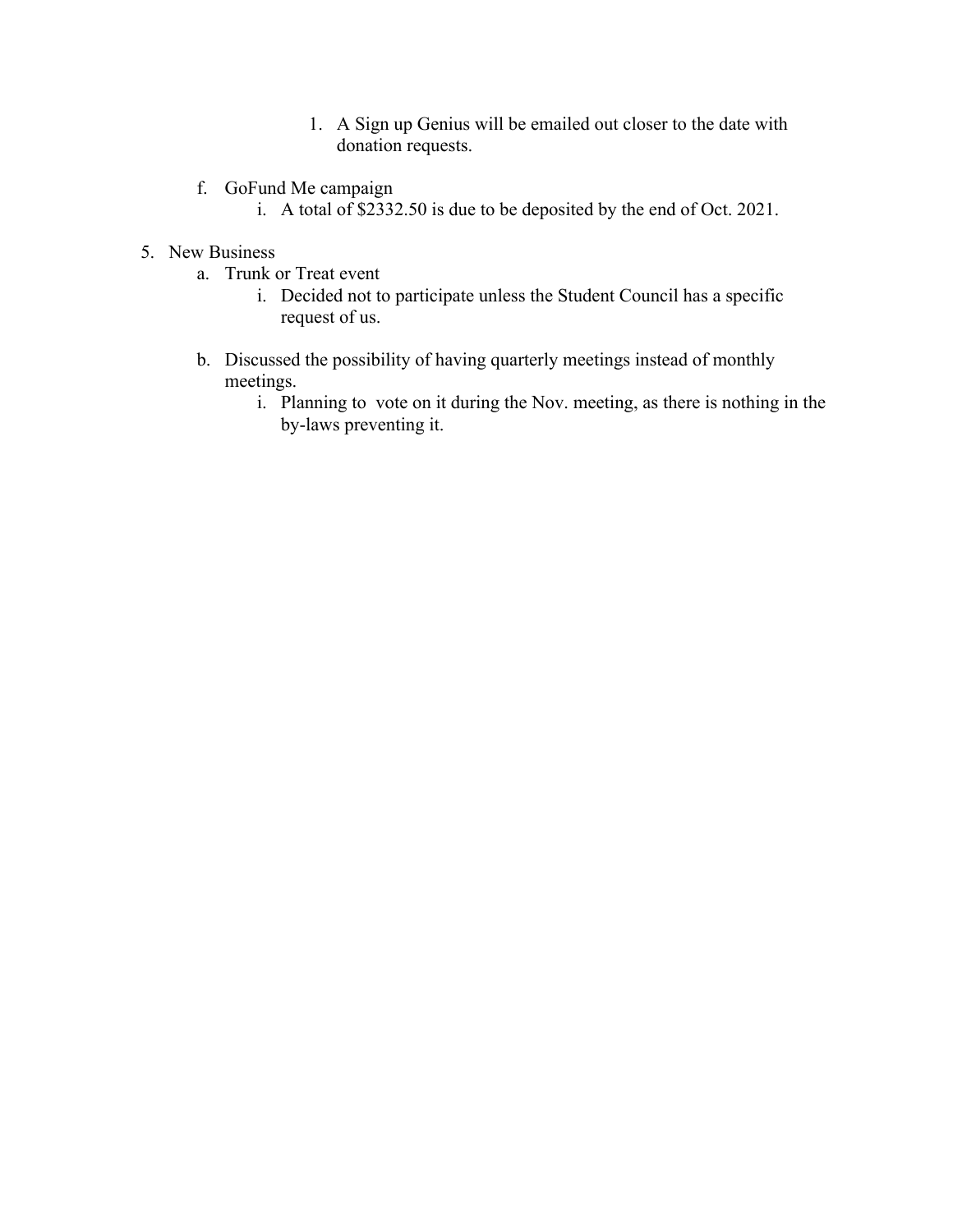1. A Sign up Genius will be emailed out closer to the date with donation requests.

    f. GoFund Me campaign
        i. A total of $2332.50 is due to be deposited by the end of Oct. 2021.

5. New Business
    a. Trunk or Treat event
        i. Decided not to participate unless the Student Council has a specific request of us.

    b. Discussed the possibility of having quarterly meetings instead of monthly meetings.
        i. Planning to vote on it during the Nov. meeting, as there is nothing in the by-laws preventing it.